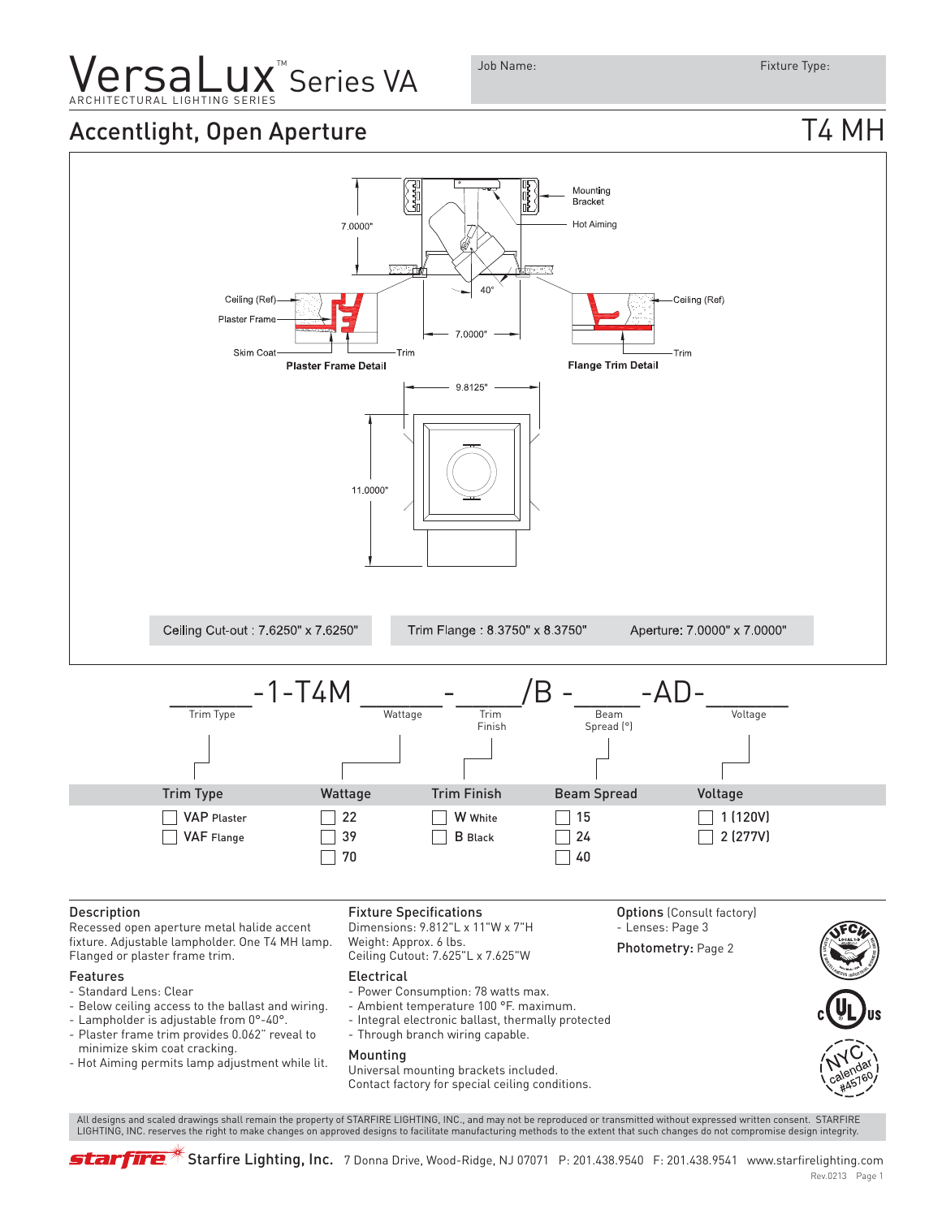# VersaLux™ Series VA

ARCHITECTURAL LIGHTING SERIES

Job Name: Fixture Type:

## Accentlight, Open Aperture

## T4 MH

Mounting Bracket

Hot Aiming

7.0000"

40°

7.0000"

Ceiling (Ref)

Plaster Frame

Skim Coat

Trim

**Plaster Frame Detail**

Ceiling (Ref)

Trim

**Flange Trim Detail**

9.8125"

11.0000"

Ceiling Cut-out : 7.6250" x 7.6250"

Trim Flange : 8.3750" x 8.3750"

Aperture: 7.0000" x 7.0000"

_____-1-T4M _____-_____/B -_____-AD-_____

| Trim Type | Wattage | Trim Finish | Beam Spread | Voltage |
|---|---|---|---|---|
| ☐ VAP Plaster | ☐ 22 | ☐ W White | ☐ 15 | ☐ 1 (120V) |
| ☐ VAF Flange | ☐ 39 | ☐ B Black | ☐ 24 | ☐ 2 (277V) |
| | ☐ 70 | | ☐ 40 | |

### Description

Recessed open aperture metal halide accent fixture. Adjustable lampholder. One T4 MH lamp. Flanged or plaster frame trim.

### Features

- Standard Lens: Clear
- Below ceiling access to the ballast and wiring.
- Lampholder is adjustable from 0°-40°.
- Plaster frame trim provides 0.062" reveal to minimize skim coat cracking.
- Hot Aiming permits lamp adjustment while lit.

### Fixture Specifications

Dimensions: 9.812"L x 11"W x 7"H
Weight: Approx. 6 lbs.
Ceiling Cutout: 7.625"L x 7.625"W

### Electrical

- Power Consumption: 78 watts max.
- Ambient temperature 100 °F. maximum.
- Integral electronic ballast, thermally protected
- Through branch wiring capable.

### Mounting

Universal mounting brackets included.
Contact factory for special ceiling conditions.

**Options** (Consult factory)
- Lenses: Page 3

**Photometry:** Page 2

All designs and scaled drawings shall remain the property of STARFIRE LIGHTING, INC., and may not be reproduced or transmitted without expressed written consent. STARFIRE LIGHTING, INC. reserves the right to make changes on approved designs to facilitate manufacturing methods to the extent that such changes do not compromise design integrity.

Starfire Lighting, Inc. 7 Donna Drive, Wood-Ridge, NJ 07075 P: 201.438.9540 F: 201.438.9541 www.starfirelighting.com

Rev.0213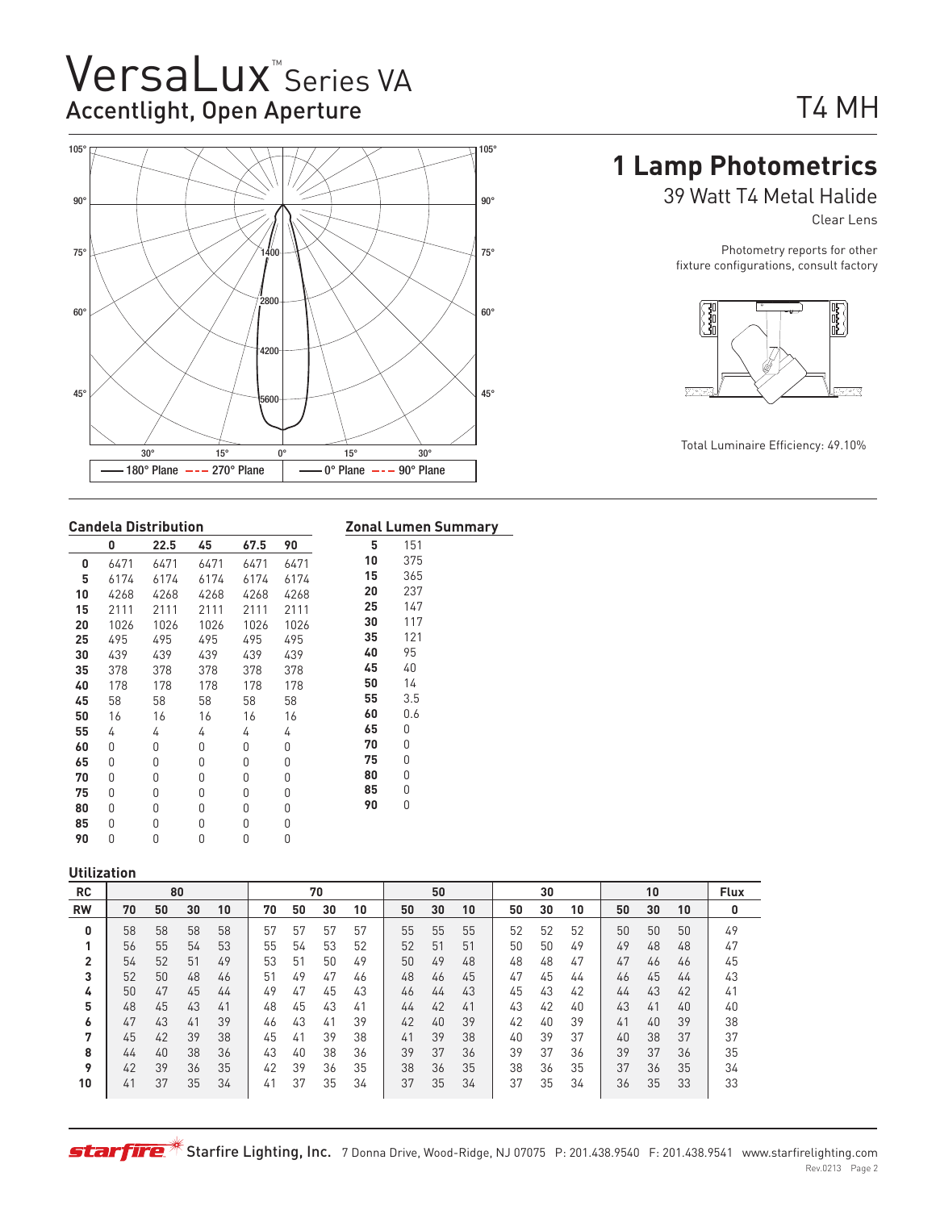# VersaLux™ Series VA

## Accentlight, Open Aperture

T4 MH

## 1 Lamp Photometrics

39 Watt T4 Metal Halide

Clear Lens

Photometry reports for other fixture configurations, consult factory

Total Luminaire Efficiency: 49.10%

### Candela Distribution

| | 0 | 22.5 | 45 | 67.5 | 90 |
|---|---|---|---|---|---|
| **0** | 6471 | 6471 | 6471 | 6471 | 6471 |
| **5** | 6174 | 6174 | 6174 | 6174 | 6174 |
| **10** | 4268 | 4268 | 4268 | 4268 | 4268 |
| **15** | 2111 | 2111 | 2111 | 2111 | 2111 |
| **20** | 1026 | 1026 | 1026 | 1026 | 1026 |
| **25** | 495 | 495 | 495 | 495 | 495 |
| **30** | 439 | 439 | 439 | 439 | 439 |
| **35** | 378 | 378 | 378 | 378 | 378 |
| **40** | 178 | 178 | 178 | 178 | 178 |
| **45** | 58 | 58 | 58 | 58 | 58 |
| **50** | 16 | 16 | 16 | 16 | 16 |
| **55** | 4 | 4 | 4 | 4 | 4 |
| **60** | 0 | 0 | 0 | 0 | 0 |
| **65** | 0 | 0 | 0 | 0 | 0 |
| **70** | 0 | 0 | 0 | 0 | 0 |
| **75** | 0 | 0 | 0 | 0 | 0 |
| **80** | 0 | 0 | 0 | 0 | 0 |
| **85** | 0 | 0 | 0 | 0 | 0 |
| **90** | 0 | 0 | 0 | 0 | 0 |

### Zonal Lumen Summary

| | |
|---|---|
| **5** | 151 |
| **10** | 375 |
| **15** | 365 |
| **20** | 237 |
| **25** | 147 |
| **30** | 117 |
| **35** | 121 |
| **40** | 95 |
| **45** | 40 |
| **50** | 14 |
| **55** | 3.5 |
| **60** | 0.6 |
| **65** | 0 |
| **70** | 0 |
| **75** | 0 |
| **80** | 0 |
| **85** | 0 |
| **90** | 0 |

### Utilization

| RC | 80 | | | | 70 | | | | 50 | | | 30 | | | 10 | | | Flux |
|---|---|---|---|---|---|---|---|---|---|---|---|---|---|---|---|---|---|---|
| **RW** | **70** | **50** | **30** | **10** | **70** | **50** | **30** | **10** | **50** | **30** | **10** | **50** | **30** | **10** | **50** | **30** | **10** | **0** |
| **0** | 58 | 58 | 58 | 58 | 57 | 57 | 57 | 57 | 55 | 55 | 55 | 52 | 52 | 52 | 50 | 50 | 50 | 49 |
| **1** | 56 | 55 | 54 | 53 | 55 | 54 | 53 | 52 | 52 | 51 | 51 | 50 | 50 | 49 | 49 | 48 | 48 | 47 |
| **2** | 54 | 52 | 51 | 49 | 53 | 51 | 50 | 49 | 50 | 49 | 48 | 48 | 48 | 47 | 47 | 46 | 46 | 45 |
| **3** | 52 | 50 | 48 | 46 | 51 | 49 | 47 | 46 | 48 | 46 | 45 | 47 | 45 | 44 | 46 | 45 | 44 | 43 |
| **4** | 50 | 47 | 45 | 44 | 49 | 47 | 45 | 43 | 46 | 44 | 43 | 45 | 43 | 42 | 44 | 43 | 42 | 41 |
| **5** | 48 | 45 | 43 | 41 | 48 | 45 | 43 | 41 | 44 | 42 | 41 | 43 | 42 | 40 | 43 | 41 | 40 | 40 |
| **6** | 47 | 43 | 41 | 39 | 46 | 43 | 41 | 39 | 42 | 40 | 39 | 42 | 40 | 39 | 41 | 40 | 39 | 38 |
| **7** | 45 | 42 | 39 | 38 | 45 | 41 | 39 | 38 | 41 | 39 | 38 | 40 | 39 | 37 | 40 | 38 | 37 | 37 |
| **8** | 44 | 40 | 38 | 36 | 43 | 40 | 38 | 36 | 39 | 37 | 36 | 39 | 37 | 36 | 39 | 37 | 36 | 35 |
| **9** | 42 | 39 | 36 | 35 | 42 | 39 | 36 | 35 | 38 | 36 | 35 | 38 | 36 | 35 | 37 | 36 | 35 | 34 |
| **10** | 41 | 37 | 35 | 34 | 41 | 37 | 35 | 34 | 37 | 35 | 34 | 37 | 35 | 34 | 36 | 35 | 33 | 33 |

Starfire Lighting, Inc. 7 Donna Drive, Wood-Ridge, NJ 07075 P: 201.438.9540 F: 201.438.9541 www.starfirelighting.com

Rev.0213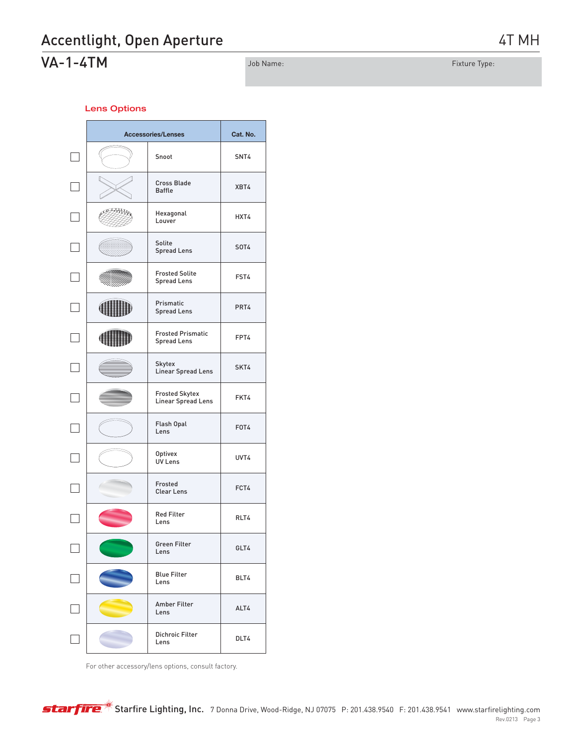# Accentlight, Open Aperture

4T MH

# VA-1-4TM

Job Name:

Fixture Type:

## Lens Options

| Accessories/Lenses | Cat. No. |
|---|---|
| ☐ Snoot | SNT4 |
| ☐ Cross Blade Baffle | XBT4 |
| ☐ Hexagonal Louver | HXT4 |
| ☐ Solite Spread Lens | SOT4 |
| ☐ Frosted Solite Spread Lens | FST4 |
| ☐ Prismatic Spread Lens | PRT4 |
| ☐ Frosted Prismatic Spread Lens | FPT4 |
| ☐ Skytex Linear Spread Lens | SKT4 |
| ☐ Frosted Skytex Linear Spread Lens | FKT4 |
| ☐ Flash Opal Lens | FOT4 |
| ☐ Optivex UV Lens | UVT4 |
| ☐ Frosted Clear Lens | FCT4 |
| ☐ Red Filter Lens | RLT4 |
| ☐ Green Filter Lens | GLT4 |
| ☐ Blue Filter Lens | BLT4 |
| ☐ Amber Filter Lens | ALT4 |
| ☐ Dichroic Filter Lens | DLT4 |

For other accessory/lens options, consult factory.

starfire Starfire Lighting, Inc. 7 Donna Drive, Wood-Ridge, NJ 07075 P: 201.438.9540 F: 201.438.9541 www.starfirelighting.com

Rev.0213